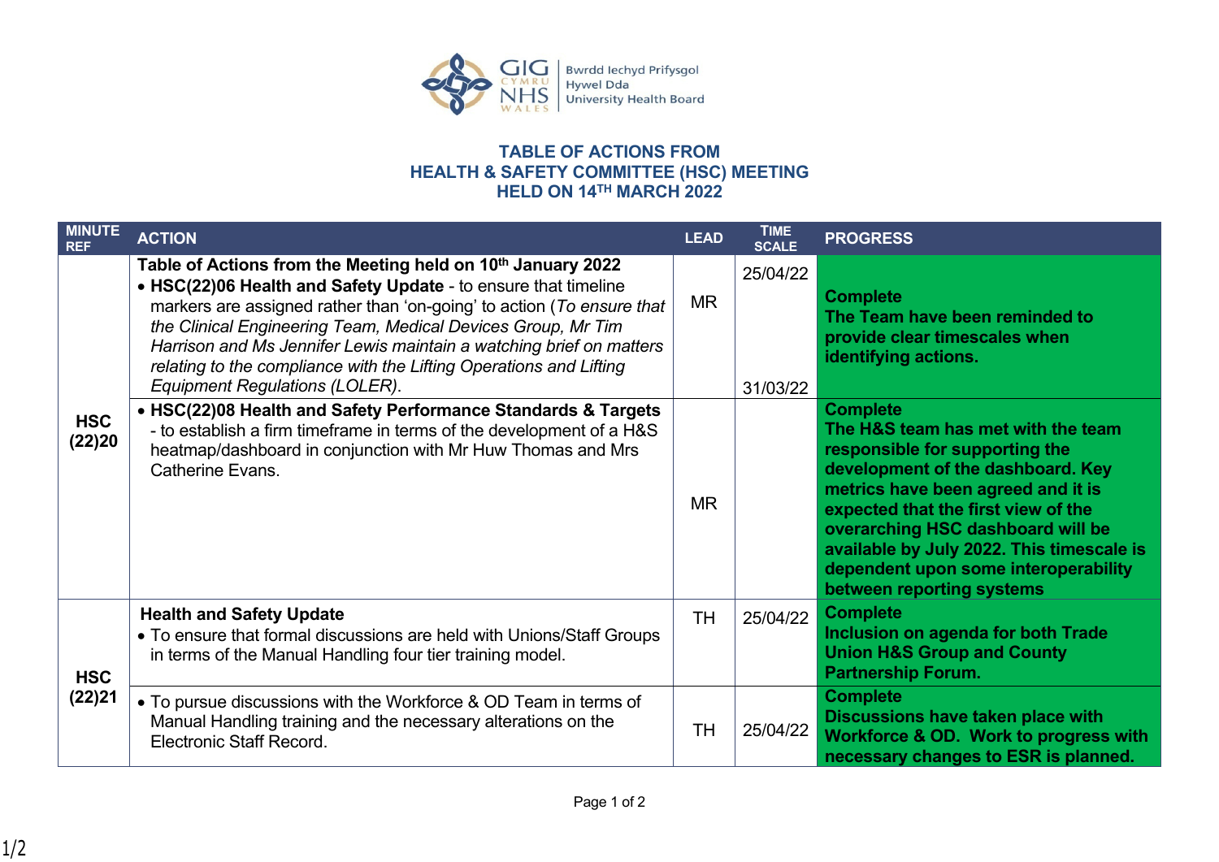# TABLE OF ACTIONS FROM HEALTH & SAFETY COMMITTEE (HSC) MEETING HELD ON 14TH MARCH 2022

| MINUTE REF | ACTION | LEAD | TIME SCALE | PROGRESS |
|---|---|---|---|---|
| HSC (22)20 | **Table of Actions from the Meeting held on 10th January 2022**<br>• **HSC(22)06 Health and Safety Update** - to ensure that timeline markers are assigned rather than 'on-going' to action (*To ensure that the Clinical Engineering Team, Medical Devices Group, Mr Tim Harrison and Ms Jennifer Lewis maintain a watching brief on matters relating to the compliance with the Lifting Operations and Lifting Equipment Regulations (LOLER)*. | MR | 25/04/22<br><br>31/03/22 | **Complete**<br>**The Team have been reminded to provide clear timescales when identifying actions.** |
| | • **HSC(22)08 Health and Safety Performance Standards & Targets** - to establish a firm timeframe in terms of the development of a H&S heatmap/dashboard in conjunction with Mr Huw Thomas and Mrs Catherine Evans. | MR | | **Complete**<br>**The H&S team has met with the team responsible for supporting the development of the dashboard. Key metrics have been agreed and it is expected that the first view of the overarching HSC dashboard will be available by July 2022. This timescale is dependent upon some interoperability between reporting systems** |
| HSC (22)21 | **Health and Safety Update**<br>• To ensure that formal discussions are held with Unions/Staff Groups in terms of the Manual Handling four tier training model. | TH | 25/04/22 | **Complete**<br>**Inclusion on agenda for both Trade Union H&S Group and County Partnership Forum.** |
| | • To pursue discussions with the Workforce & OD Team in terms of Manual Handling training and the necessary alterations on the Electronic Staff Record. | TH | 25/04/22 | **Complete**<br>**Discussions have taken place with Workforce & OD. Work to progress with necessary changes to ESR is planned.** |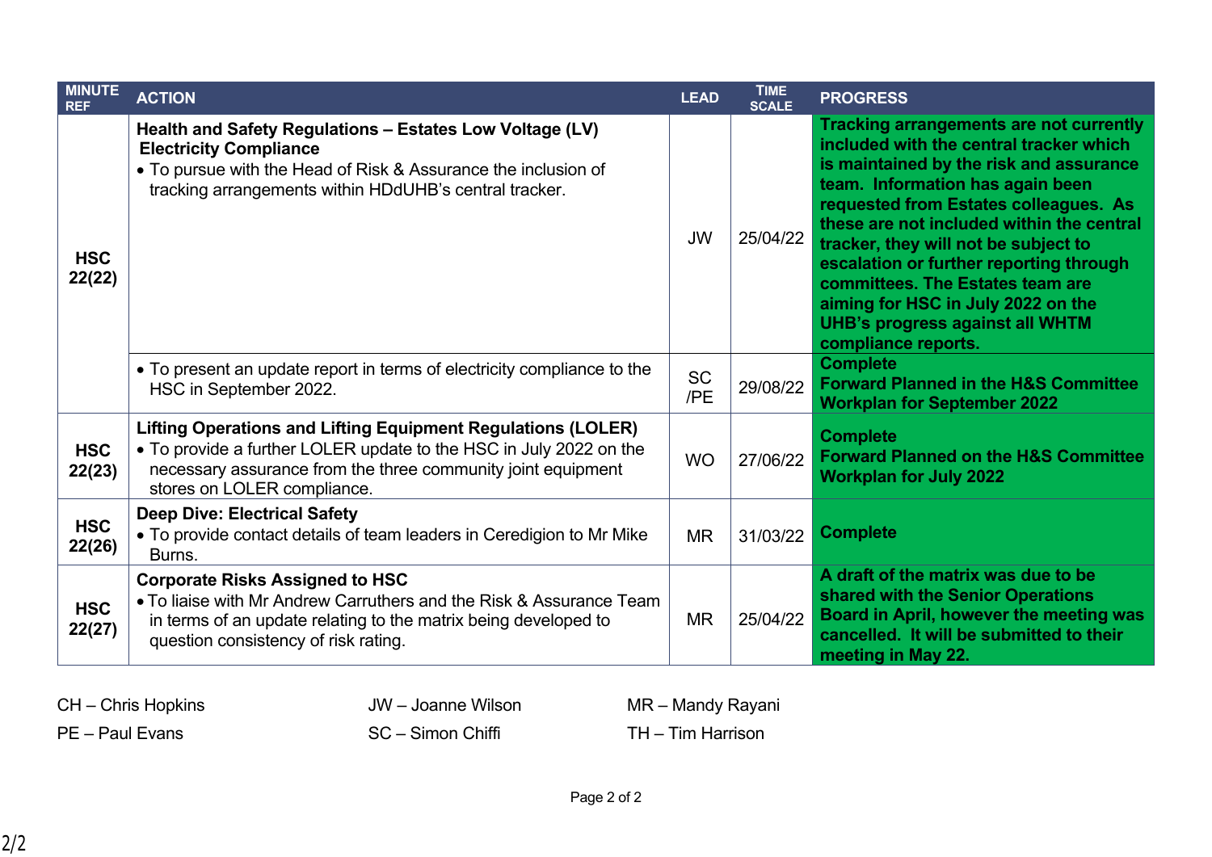| MINUTE REF | ACTION | LEAD | TIME SCALE | PROGRESS |
|---|---|---|---|---|
| HSC 22(22) | **Health and Safety Regulations – Estates Low Voltage (LV) Electricity Compliance**<br>• To pursue with the Head of Risk & Assurance the inclusion of tracking arrangements within HDdUHB's central tracker. | JW | 25/04/22 | **Tracking arrangements are not currently included with the central tracker which is maintained by the risk and assurance team. Information has again been requested from Estates colleagues. As these are not included within the central tracker, they will not be subject to escalation or further reporting through committees. The Estates team are aiming for HSC in July 2022 on the UHB's progress against all WHTM compliance reports.** |
| | • To present an update report in terms of electricity compliance to the HSC in September 2022. | SC /PE | 29/08/22 | **Complete**<br>**Forward Planned in the H&S Committee Workplan for September 2022** |
| HSC 22(23) | **Lifting Operations and Lifting Equipment Regulations (LOLER)**<br>• To provide a further LOLER update to the HSC in July 2022 on the necessary assurance from the three community joint equipment stores on LOLER compliance. | WO | 27/06/22 | **Complete**<br>**Forward Planned on the H&S Committee Workplan for July 2022** |
| HSC 22(26) | **Deep Dive: Electrical Safety**<br>• To provide contact details of team leaders in Ceredigion to Mr Mike Burns. | MR | 31/03/22 | **Complete** |
| HSC 22(27) | **Corporate Risks Assigned to HSC**<br>• To liaise with Mr Andrew Carruthers and the Risk & Assurance Team in terms of an update relating to the matrix being developed to question consistency of risk rating. | MR | 25/04/22 | **A draft of the matrix was due to be shared with the Senior Operations Board in April, however the meeting was cancelled. It will be submitted to their meeting in May 22.** |

CH – Chris Hopkins
PE – Paul Evans
JW – Joanne Wilson
SC – Simon Chiffi
MR – Mandy Rayani
TH – Tim Harrison